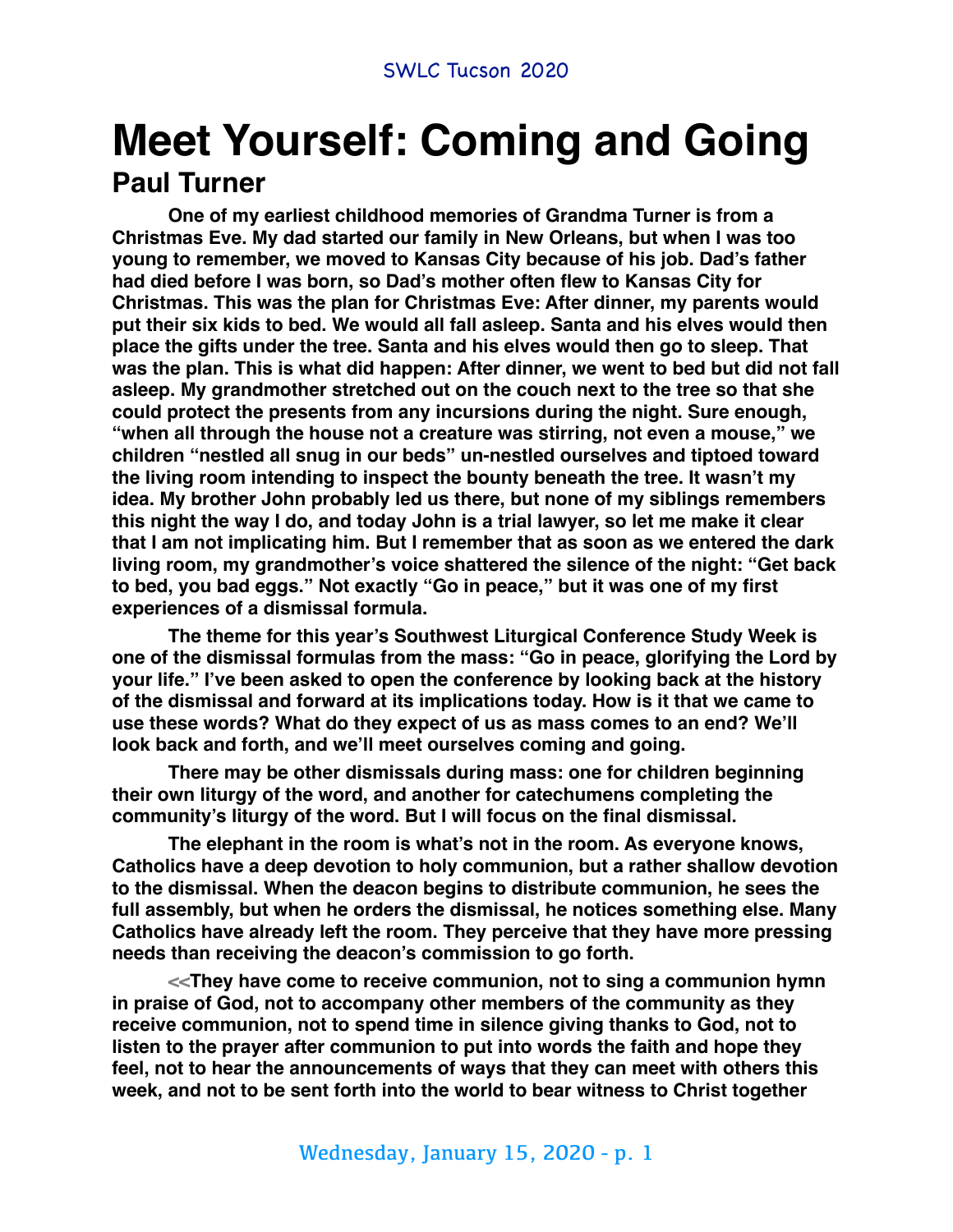# Meet Yourself: Coming and Going

## Paul Turner

**One of my earliest childhood memories of Grandma Turner is from a Christmas Eve. My dad started our family in New Orleans, but when I was too young to remember, we moved to Kansas City because of his job. Dad's father had died before I was born, so Dad's mother often flew to Kansas City for Christmas. This was the plan for Christmas Eve: After dinner, my parents would put their six kids to bed. We would all fall asleep. Santa and his elves would then place the gifts under the tree. Santa and his elves would then go to sleep. That was the plan. This is what did happen: After dinner, we went to bed but did not fall asleep. My grandmother stretched out on the couch next to the tree so that she could protect the presents from any incursions during the night. Sure enough, "when all through the house not a creature was stirring, not even a mouse," we children "nestled all snug in our beds" un-nestled ourselves and tiptoed toward the living room intending to inspect the bounty beneath the tree. It wasn't my idea. My brother John probably led us there, but none of my siblings remembers this night the way I do, and today John is a trial lawyer, so let me make it clear that I am not implicating him. But I remember that as soon as we entered the dark living room, my grandmother's voice shattered the silence of the night: "Get back to bed, you bad eggs." Not exactly "Go in peace," but it was one of my first experiences of a dismissal formula.**

**The theme for this year's Southwest Liturgical Conference Study Week is one of the dismissal formulas from the mass: "Go in peace, glorifying the Lord by your life." I've been asked to open the conference by looking back at the history of the dismissal and forward at its implications today. How is it that we came to use these words? What do they expect of us as mass comes to an end? We'll look back and forth, and we'll meet ourselves coming and going.**

**There may be other dismissals during mass: one for children beginning their own liturgy of the word, and another for catechumens completing the community's liturgy of the word. But I will focus on the final dismissal.**

**The elephant in the room is what's not in the room. As everyone knows, Catholics have a deep devotion to holy communion, but a rather shallow devotion to the dismissal. When the deacon begins to distribute communion, he sees the full assembly, but when he orders the dismissal, he notices something else. Many Catholics have already left the room. They perceive that they have more pressing needs than receiving the deacon's commission to go forth.**

**<<They have come to receive communion, not to sing a communion hymn in praise of God, not to accompany other members of the community as they receive communion, not to spend time in silence giving thanks to God, not to listen to the prayer after communion to put into words the faith and hope they feel, not to hear the announcements of ways that they can meet with others this week, and not to be sent forth into the world to bear witness to Christ together**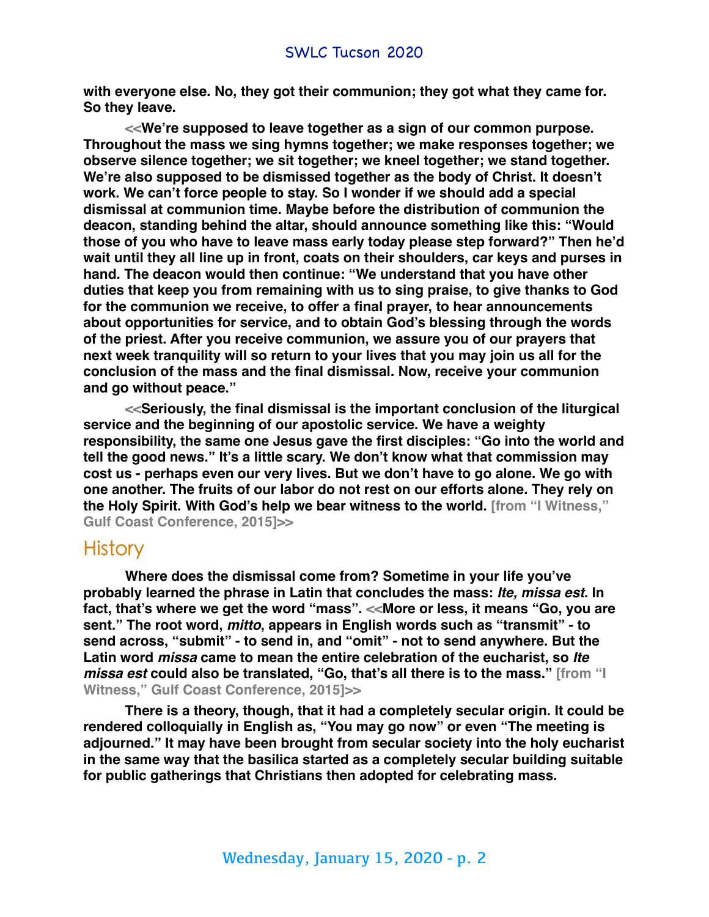**with everyone else. No, they got their communion; they got what they came for. So they leave.**

<<**We're supposed to leave together as a sign of our common purpose. Throughout the mass we sing hymns together; we make responses together; we observe silence together; we sit together; we kneel together; we stand together. We're also supposed to be dismissed together as the body of Christ. It doesn't work. We can't force people to stay. So I wonder if we should add a special dismissal at communion time. Maybe before the distribution of communion the deacon, standing behind the altar, should announce something like this: "Would those of you who have to leave mass early today please step forward?" Then he'd wait until they all line up in front, coats on their shoulders, car keys and purses in hand. The deacon would then continue: "We understand that you have other duties that keep you from remaining with us to sing praise, to give thanks to God for the communion we receive, to offer a final prayer, to hear announcements about opportunities for service, and to obtain God's blessing through the words of the priest. After you receive communion, we assure you of our prayers that next week tranquility will so return to your lives that you may join us all for the conclusion of the mass and the final dismissal. Now, receive your communion and go without peace."**

<<**Seriously, the final dismissal is the important conclusion of the liturgical service and the beginning of our apostolic service. We have a weighty responsibility, the same one Jesus gave the first disciples: "Go into the world and tell the good news." It's a little scary. We don't know what that commission may cost us - perhaps even our very lives. But we don't have to go alone. We go with one another. The fruits of our labor do not rest on our efforts alone. They rely on the Holy Spirit. With God's help we bear witness to the world.** [from "I Witness," Gulf Coast Conference, 2015]>>

## History

**Where does the dismissal come from? Sometime in your life you've probably learned the phrase in Latin that concludes the mass: *Ite, missa est*. In fact, that's where we get the word "mass".** <<**More or less, it means "Go, you are sent." The root word, *mitto*, appears in English words such as "transmit" - to send across, "submit" - to send in, and "omit" - not to send anywhere. But the Latin word *missa* came to mean the entire celebration of the eucharist, so *Ite missa est* could also be translated, "Go, that's all there is to the mass."** [from "I Witness," Gulf Coast Conference, 2015]>>

**There is a theory, though, that it had a completely secular origin. It could be rendered colloquially in English as, "You may go now" or even "The meeting is adjourned." It may have been brought from secular society into the holy eucharist in the same way that the basilica started as a completely secular building suitable for public gatherings that Christians then adopted for celebrating mass.**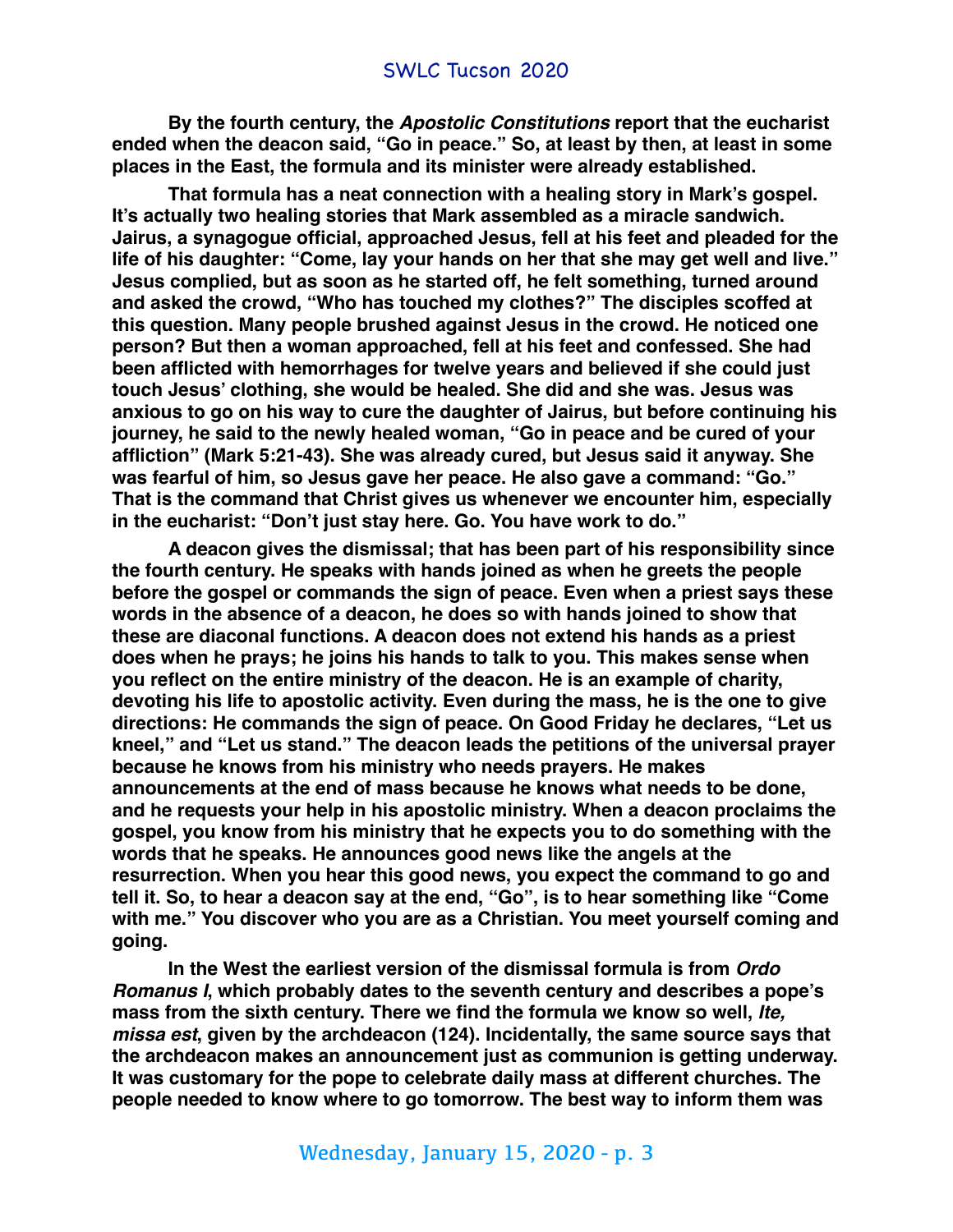**By the fourth century, the *Apostolic Constitutions* report that the eucharist ended when the deacon said, "Go in peace." So, at least by then, at least in some places in the East, the formula and its minister were already established.**

**That formula has a neat connection with a healing story in Mark's gospel. It's actually two healing stories that Mark assembled as a miracle sandwich. Jairus, a synagogue official, approached Jesus, fell at his feet and pleaded for the life of his daughter: "Come, lay your hands on her that she may get well and live." Jesus complied, but as soon as he started off, he felt something, turned around and asked the crowd, "Who has touched my clothes?" The disciples scoffed at this question. Many people brushed against Jesus in the crowd. He noticed one person? But then a woman approached, fell at his feet and confessed. She had been afflicted with hemorrhages for twelve years and believed if she could just touch Jesus' clothing, she would be healed. She did and she was. Jesus was anxious to go on his way to cure the daughter of Jairus, but before continuing his journey, he said to the newly healed woman, "Go in peace and be cured of your affliction" (Mark 5:21-43). She was already cured, but Jesus said it anyway. She was fearful of him, so Jesus gave her peace. He also gave a command: "Go." That is the command that Christ gives us whenever we encounter him, especially in the eucharist: "Don't just stay here. Go. You have work to do."**

**A deacon gives the dismissal; that has been part of his responsibility since the fourth century. He speaks with hands joined as when he greets the people before the gospel or commands the sign of peace. Even when a priest says these words in the absence of a deacon, he does so with hands joined to show that these are diaconal functions. A deacon does not extend his hands as a priest does when he prays; he joins his hands to talk to you. This makes sense when you reflect on the entire ministry of the deacon. He is an example of charity, devoting his life to apostolic activity. Even during the mass, he is the one to give directions: He commands the sign of peace. On Good Friday he declares, "Let us kneel," and "Let us stand." The deacon leads the petitions of the universal prayer because he knows from his ministry who needs prayers. He makes announcements at the end of mass because he knows what needs to be done, and he requests your help in his apostolic ministry. When a deacon proclaims the gospel, you know from his ministry that he expects you to do something with the words that he speaks. He announces good news like the angels at the resurrection. When you hear this good news, you expect the command to go and tell it. So, to hear a deacon say at the end, "Go", is to hear something like "Come with me." You discover who you are as a Christian. You meet yourself coming and going.**

**In the West the earliest version of the dismissal formula is from *Ordo Romanus I*, which probably dates to the seventh century and describes a pope's mass from the sixth century. There we find the formula we know so well, *Ite, missa est*, given by the archdeacon (124). Incidentally, the same source says that the archdeacon makes an announcement just as communion is getting underway. It was customary for the pope to celebrate daily mass at different churches. The people needed to know where to go tomorrow. The best way to inform them was**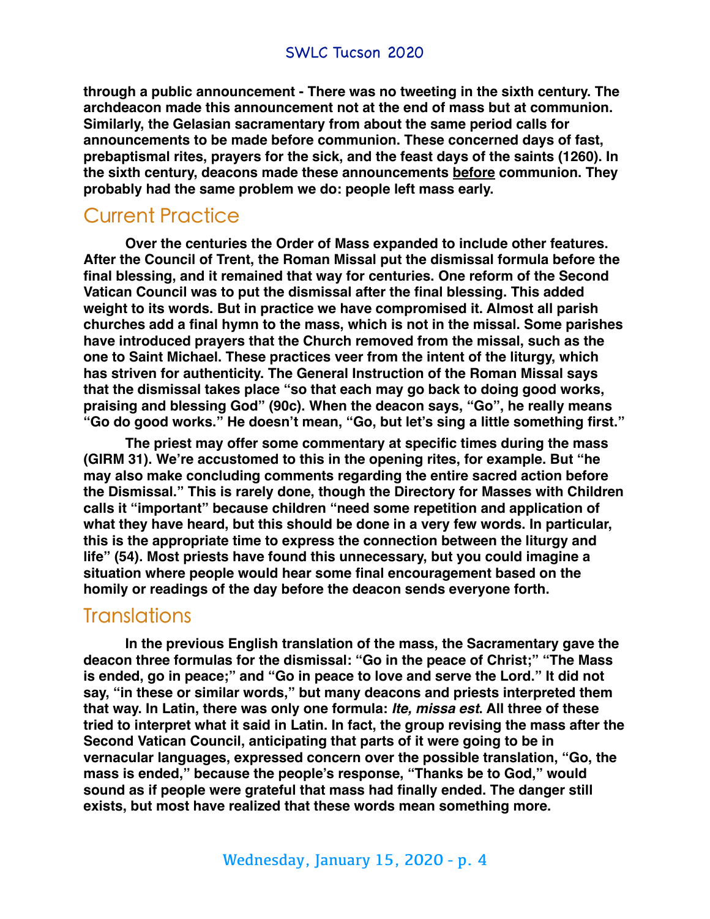**through a public announcement - There was no tweeting in the sixth century. The archdeacon made this announcement not at the end of mass but at communion. Similarly, the Gelasian sacramentary from about the same period calls for announcements to be made before communion. These concerned days of fast, prebaptismal rites, prayers for the sick, and the feast days of the saints (1260). In the sixth century, deacons made these announcements <u>before</u> communion. They probably had the same problem we do: people left mass early.**

## Current Practice

**Over the centuries the Order of Mass expanded to include other features. After the Council of Trent, the Roman Missal put the dismissal formula before the final blessing, and it remained that way for centuries. One reform of the Second Vatican Council was to put the dismissal after the final blessing. This added weight to its words. But in practice we have compromised it. Almost all parish churches add a final hymn to the mass, which is not in the missal. Some parishes have introduced prayers that the Church removed from the missal, such as the one to Saint Michael. These practices veer from the intent of the liturgy, which has striven for authenticity. The General Instruction of the Roman Missal says that the dismissal takes place "so that each may go back to doing good works, praising and blessing God" (90c). When the deacon says, "Go", he really means "Go do good works." He doesn't mean, "Go, but let's sing a little something first."**

**The priest may offer some commentary at specific times during the mass (GIRM 31). We're accustomed to this in the opening rites, for example. But "he may also make concluding comments regarding the entire sacred action before the Dismissal." This is rarely done, though the Directory for Masses with Children calls it "important" because children "need some repetition and application of what they have heard, but this should be done in a very few words. In particular, this is the appropriate time to express the connection between the liturgy and life" (54). Most priests have found this unnecessary, but you could imagine a situation where people would hear some final encouragement based on the homily or readings of the day before the deacon sends everyone forth.**

## Translations

**In the previous English translation of the mass, the Sacramentary gave the deacon three formulas for the dismissal: "Go in the peace of Christ;" "The Mass is ended, go in peace;" and "Go in peace to love and serve the Lord." It did not say, "in these or similar words," but many deacons and priests interpreted them that way. In Latin, there was only one formula: *Ite, missa est*. All three of these tried to interpret what it said in Latin. In fact, the group revising the mass after the Second Vatican Council, anticipating that parts of it were going to be in vernacular languages, expressed concern over the possible translation, "Go, the mass is ended," because the people's response, "Thanks be to God," would sound as if people were grateful that mass had finally ended. The danger still exists, but most have realized that these words mean something more.**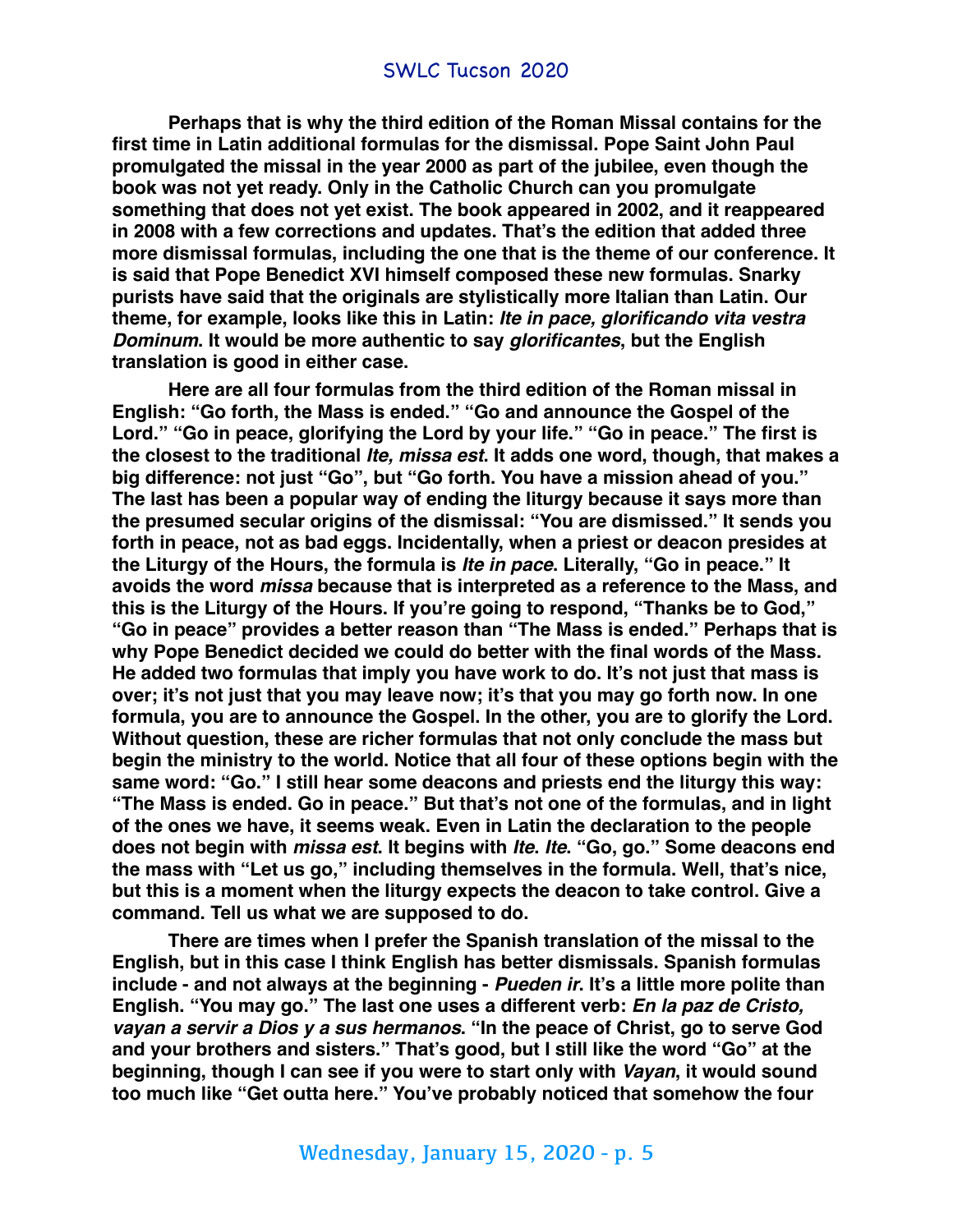**Perhaps that is why the third edition of the Roman Missal contains for the first time in Latin additional formulas for the dismissal. Pope Saint John Paul promulgated the missal in the year 2000 as part of the jubilee, even though the book was not yet ready. Only in the Catholic Church can you promulgate something that does not yet exist. The book appeared in 2002, and it reappeared in 2008 with a few corrections and updates. That's the edition that added three more dismissal formulas, including the one that is the theme of our conference. It is said that Pope Benedict XVI himself composed these new formulas. Snarky purists have said that the originals are stylistically more Italian than Latin. Our theme, for example, looks like this in Latin: *Ite in pace, glorificando vita vestra Dominum*. It would be more authentic to say *glorificantes*, but the English translation is good in either case.**

**Here are all four formulas from the third edition of the Roman missal in English: "Go forth, the Mass is ended." "Go and announce the Gospel of the Lord." "Go in peace, glorifying the Lord by your life." "Go in peace." The first is the closest to the traditional *Ite, missa est*. It adds one word, though, that makes a big difference: not just "Go", but "Go forth. You have a mission ahead of you." The last has been a popular way of ending the liturgy because it says more than the presumed secular origins of the dismissal: "You are dismissed." It sends you forth in peace, not as bad eggs. Incidentally, when a priest or deacon presides at the Liturgy of the Hours, the formula is *Ite in pace*. Literally, "Go in peace." It avoids the word *missa* because that is interpreted as a reference to the Mass, and this is the Liturgy of the Hours. If you're going to respond, "Thanks be to God," "Go in peace" provides a better reason than "The Mass is ended." Perhaps that is why Pope Benedict decided we could do better with the final words of the Mass. He added two formulas that imply you have work to do. It's not just that mass is over; it's not just that you may leave now; it's that you may go forth now. In one formula, you are to announce the Gospel. In the other, you are to glorify the Lord. Without question, these are richer formulas that not only conclude the mass but begin the ministry to the world. Notice that all four of these options begin with the same word: "Go." I still hear some deacons and priests end the liturgy this way: "The Mass is ended. Go in peace." But that's not one of the formulas, and in light of the ones we have, it seems weak. Even in Latin the declaration to the people does not begin with *missa est*. It begins with *Ite*. *Ite*. "Go, go." Some deacons end the mass with "Let us go," including themselves in the formula. Well, that's nice, but this is a moment when the liturgy expects the deacon to take control. Give a command. Tell us what we are supposed to do.**

**There are times when I prefer the Spanish translation of the missal to the English, but in this case I think English has better dismissals. Spanish formulas include - and not always at the beginning - *Pueden ir*. It's a little more polite than English. "You may go." The last one uses a different verb: *En la paz de Cristo, vayan a servir a Dios y a sus hermanos*. "In the peace of Christ, go to serve God and your brothers and sisters." That's good, but I still like the word "Go" at the beginning, though I can see if you were to start only with *Vayan*, it would sound too much like "Get outta here." You've probably noticed that somehow the four**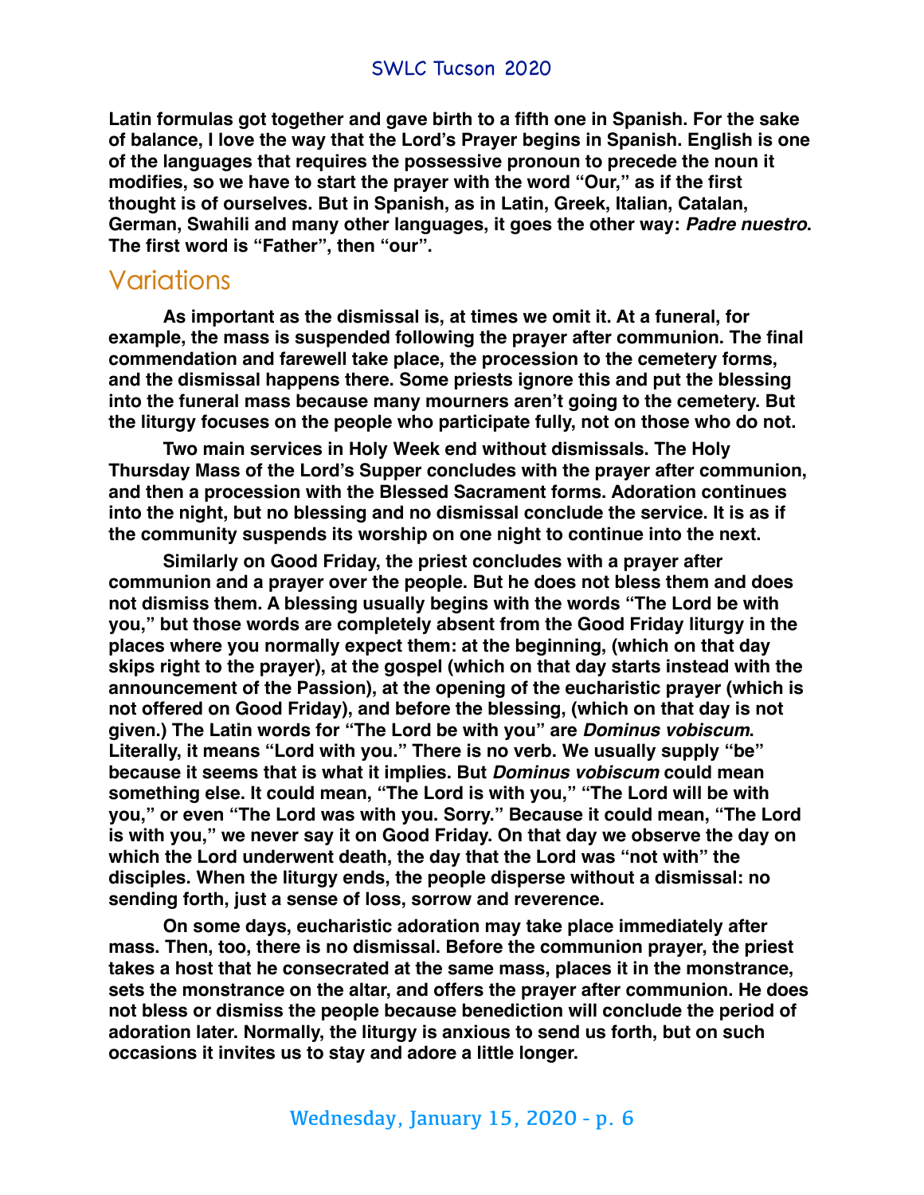**Latin formulas got together and gave birth to a fifth one in Spanish. For the sake of balance, I love the way that the Lord's Prayer begins in Spanish. English is one of the languages that requires the possessive pronoun to precede the noun it modifies, so we have to start the prayer with the word "Our," as if the first thought is of ourselves. But in Spanish, as in Latin, Greek, Italian, Catalan, German, Swahili and many other languages, it goes the other way: *Padre nuestro*. The first word is "Father", then "our".**

## Variations

**As important as the dismissal is, at times we omit it. At a funeral, for example, the mass is suspended following the prayer after communion. The final commendation and farewell take place, the procession to the cemetery forms, and the dismissal happens there. Some priests ignore this and put the blessing into the funeral mass because many mourners aren't going to the cemetery. But the liturgy focuses on the people who participate fully, not on those who do not.**

**Two main services in Holy Week end without dismissals. The Holy Thursday Mass of the Lord's Supper concludes with the prayer after communion, and then a procession with the Blessed Sacrament forms. Adoration continues into the night, but no blessing and no dismissal conclude the service. It is as if the community suspends its worship on one night to continue into the next.**

**Similarly on Good Friday, the priest concludes with a prayer after communion and a prayer over the people. But he does not bless them and does not dismiss them. A blessing usually begins with the words "The Lord be with you," but those words are completely absent from the Good Friday liturgy in the places where you normally expect them: at the beginning, (which on that day skips right to the prayer), at the gospel (which on that day starts instead with the announcement of the Passion), at the opening of the eucharistic prayer (which is not offered on Good Friday), and before the blessing, (which on that day is not given.) The Latin words for "The Lord be with you" are *Dominus vobiscum*. Literally, it means "Lord with you." There is no verb. We usually supply "be" because it seems that is what it implies. But *Dominus vobiscum* could mean something else. It could mean, "The Lord is with you," "The Lord will be with you," or even "The Lord was with you. Sorry." Because it could mean, "The Lord is with you," we never say it on Good Friday. On that day we observe the day on which the Lord underwent death, the day that the Lord was "not with" the disciples. When the liturgy ends, the people disperse without a dismissal: no sending forth, just a sense of loss, sorrow and reverence.**

**On some days, eucharistic adoration may take place immediately after mass. Then, too, there is no dismissal. Before the communion prayer, the priest takes a host that he consecrated at the same mass, places it in the monstrance, sets the monstrance on the altar, and offers the prayer after communion. He does not bless or dismiss the people because benediction will conclude the period of adoration later. Normally, the liturgy is anxious to send us forth, but on such occasions it invites us to stay and adore a little longer.**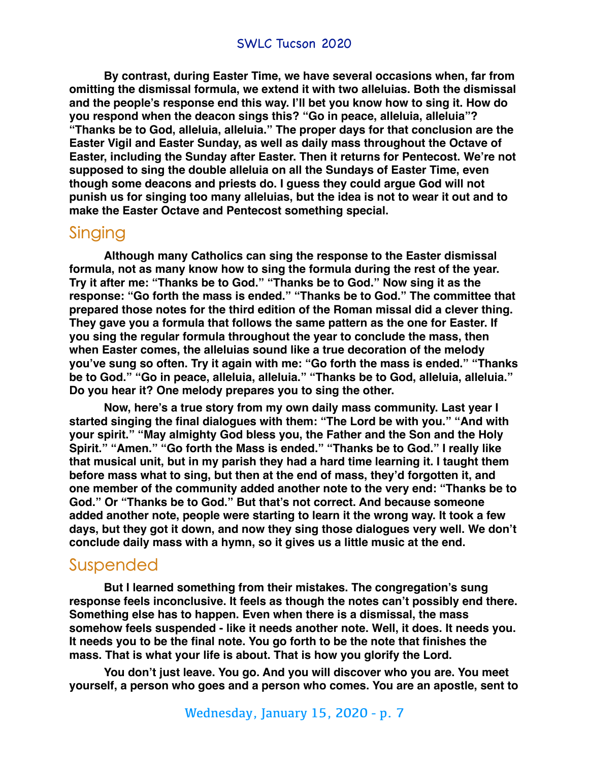**By contrast, during Easter Time, we have several occasions when, far from omitting the dismissal formula, we extend it with two alleluias. Both the dismissal and the people's response end this way. I'll bet you know how to sing it. How do you respond when the deacon sings this? "Go in peace, alleluia, alleluia"? "Thanks be to God, alleluia, alleluia." The proper days for that conclusion are the Easter Vigil and Easter Sunday, as well as daily mass throughout the Octave of Easter, including the Sunday after Easter. Then it returns for Pentecost. We're not supposed to sing the double alleluia on all the Sundays of Easter Time, even though some deacons and priests do. I guess they could argue God will not punish us for singing too many alleluias, but the idea is not to wear it out and to make the Easter Octave and Pentecost something special.**

## Singing

**Although many Catholics can sing the response to the Easter dismissal formula, not as many know how to sing the formula during the rest of the year. Try it after me: "Thanks be to God." "Thanks be to God." Now sing it as the response: "Go forth the mass is ended." "Thanks be to God." The committee that prepared those notes for the third edition of the Roman missal did a clever thing. They gave you a formula that follows the same pattern as the one for Easter. If you sing the regular formula throughout the year to conclude the mass, then when Easter comes, the alleluias sound like a true decoration of the melody you've sung so often. Try it again with me: "Go forth the mass is ended." "Thanks be to God." "Go in peace, alleluia, alleluia." "Thanks be to God, alleluia, alleluia." Do you hear it? One melody prepares you to sing the other.**

**Now, here's a true story from my own daily mass community. Last year I started singing the final dialogues with them: "The Lord be with you." "And with your spirit." "May almighty God bless you, the Father and the Son and the Holy Spirit." "Amen." "Go forth the Mass is ended." "Thanks be to God." I really like that musical unit, but in my parish they had a hard time learning it. I taught them before mass what to sing, but then at the end of mass, they'd forgotten it, and one member of the community added another note to the very end: "Thanks be to God." Or "Thanks be to God." But that's not correct. And because someone added another note, people were starting to learn it the wrong way. It took a few days, but they got it down, and now they sing those dialogues very well. We don't conclude daily mass with a hymn, so it gives us a little music at the end.**

## Suspended

**But I learned something from their mistakes. The congregation's sung response feels inconclusive. It feels as though the notes can't possibly end there. Something else has to happen. Even when there is a dismissal, the mass somehow feels suspended - like it needs another note. Well, it does. It needs you. It needs you to be the final note. You go forth to be the note that finishes the mass. That is what your life is about. That is how you glorify the Lord.**

**You don't just leave. You go. And you will discover who you are. You meet yourself, a person who goes and a person who comes. You are an apostle, sent to**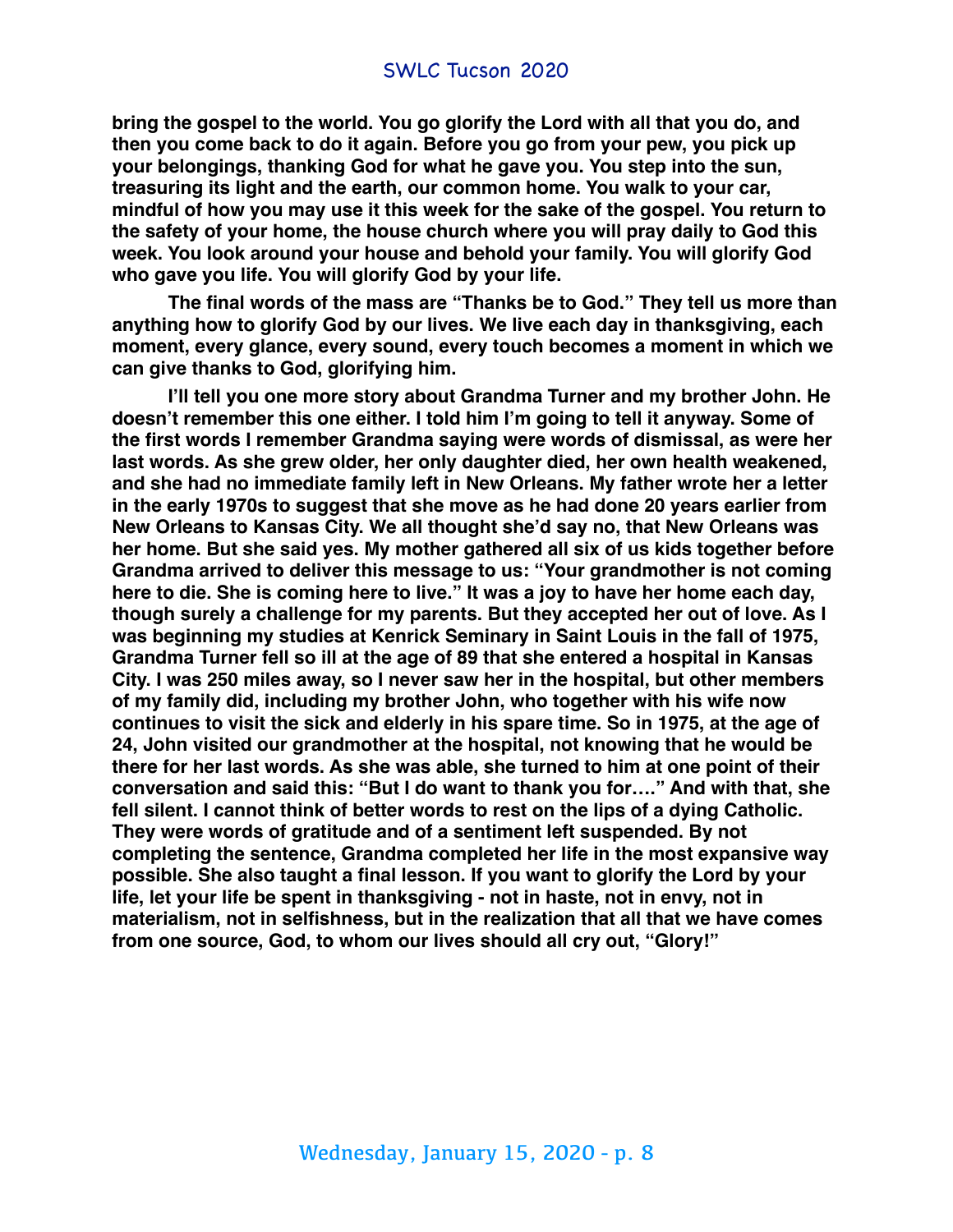**bring the gospel to the world. You go glorify the Lord with all that you do, and then you come back to do it again. Before you go from your pew, you pick up your belongings, thanking God for what he gave you. You step into the sun, treasuring its light and the earth, our common home. You walk to your car, mindful of how you may use it this week for the sake of the gospel. You return to the safety of your home, the house church where you will pray daily to God this week. You look around your house and behold your family. You will glorify God who gave you life. You will glorify God by your life.**

**The final words of the mass are "Thanks be to God." They tell us more than anything how to glorify God by our lives. We live each day in thanksgiving, each moment, every glance, every sound, every touch becomes a moment in which we can give thanks to God, glorifying him.**

**I'll tell you one more story about Grandma Turner and my brother John. He doesn't remember this one either. I told him I'm going to tell it anyway. Some of the first words I remember Grandma saying were words of dismissal, as were her last words. As she grew older, her only daughter died, her own health weakened, and she had no immediate family left in New Orleans. My father wrote her a letter in the early 1970s to suggest that she move as he had done 20 years earlier from New Orleans to Kansas City. We all thought she'd say no, that New Orleans was her home. But she said yes. My mother gathered all six of us kids together before Grandma arrived to deliver this message to us: "Your grandmother is not coming here to die. She is coming here to live." It was a joy to have her home each day, though surely a challenge for my parents. But they accepted her out of love. As I was beginning my studies at Kenrick Seminary in Saint Louis in the fall of 1975, Grandma Turner fell so ill at the age of 89 that she entered a hospital in Kansas City. I was 250 miles away, so I never saw her in the hospital, but other members of my family did, including my brother John, who together with his wife now continues to visit the sick and elderly in his spare time. So in 1975, at the age of 24, John visited our grandmother at the hospital, not knowing that he would be there for her last words. As she was able, she turned to him at one point of their conversation and said this: "But I do want to thank you for…." And with that, she fell silent. I cannot think of better words to rest on the lips of a dying Catholic. They were words of gratitude and of a sentiment left suspended. By not completing the sentence, Grandma completed her life in the most expansive way possible. She also taught a final lesson. If you want to glorify the Lord by your life, let your life be spent in thanksgiving - not in haste, not in envy, not in materialism, not in selfishness, but in the realization that all that we have comes from one source, God, to whom our lives should all cry out, "Glory!"**